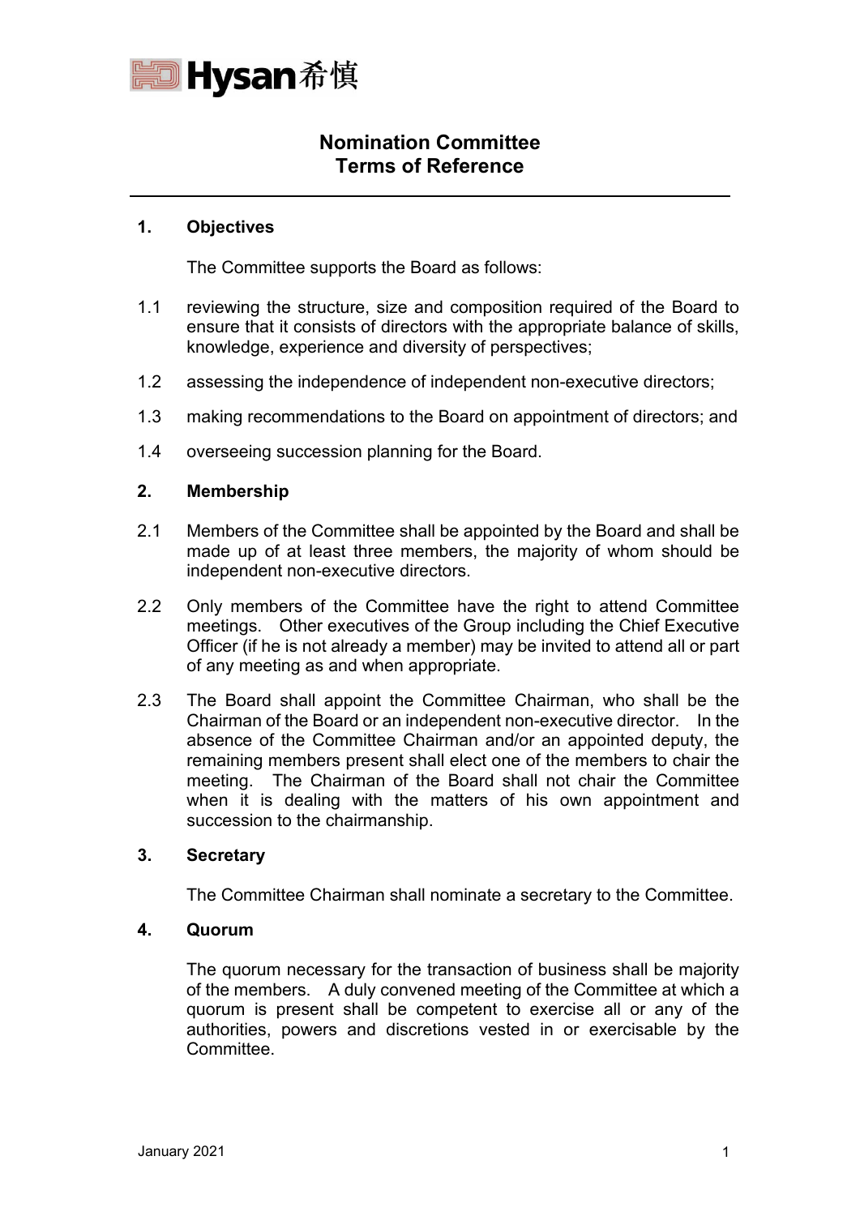Hysan 希慎

# Nomination Committee
# Terms of Reference

**1. Objectives**

The Committee supports the Board as follows:

1.1 reviewing the structure, size and composition required of the Board to ensure that it consists of directors with the appropriate balance of skills, knowledge, experience and diversity of perspectives;

1.2 assessing the independence of independent non-executive directors;

1.3 making recommendations to the Board on appointment of directors; and

1.4 overseeing succession planning for the Board.

**2. Membership**

2.1 Members of the Committee shall be appointed by the Board and shall be made up of at least three members, the majority of whom should be independent non-executive directors.

2.2 Only members of the Committee have the right to attend Committee meetings. Other executives of the Group including the Chief Executive Officer (if he is not already a member) may be invited to attend all or part of any meeting as and when appropriate.

2.3 The Board shall appoint the Committee Chairman, who shall be the Chairman of the Board or an independent non-executive director. In the absence of the Committee Chairman and/or an appointed deputy, the remaining members present shall elect one of the members to chair the meeting. The Chairman of the Board shall not chair the Committee when it is dealing with the matters of his own appointment and succession to the chairmanship.

**3. Secretary**

The Committee Chairman shall nominate a secretary to the Committee.

**4. Quorum**

The quorum necessary for the transaction of business shall be majority of the members. A duly convened meeting of the Committee at which a quorum is present shall be competent to exercise all or any of the authorities, powers and discretions vested in or exercisable by the Committee.

January 2021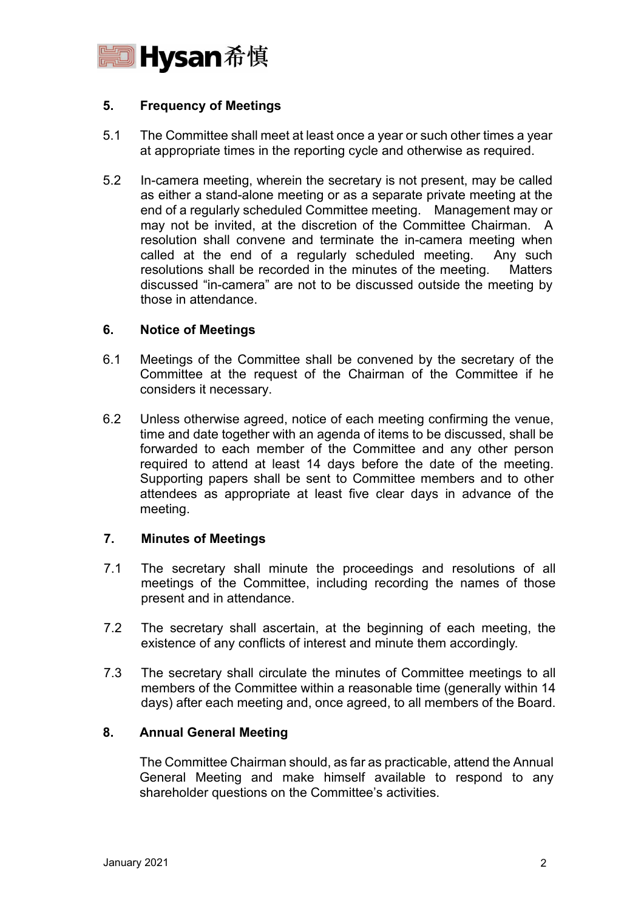## 5. Frequency of Meetings

5.1 The Committee shall meet at least once a year or such other times a year at appropriate times in the reporting cycle and otherwise as required.

5.2 In-camera meeting, wherein the secretary is not present, may be called as either a stand-alone meeting or as a separate private meeting at the end of a regularly scheduled Committee meeting. Management may or may not be invited, at the discretion of the Committee Chairman. A resolution shall convene and terminate the in-camera meeting when called at the end of a regularly scheduled meeting. Any such resolutions shall be recorded in the minutes of the meeting. Matters discussed "in-camera" are not to be discussed outside the meeting by those in attendance.

## 6. Notice of Meetings

6.1 Meetings of the Committee shall be convened by the secretary of the Committee at the request of the Chairman of the Committee if he considers it necessary.

6.2 Unless otherwise agreed, notice of each meeting confirming the venue, time and date together with an agenda of items to be discussed, shall be forwarded to each member of the Committee and any other person required to attend at least 14 days before the date of the meeting. Supporting papers shall be sent to Committee members and to other attendees as appropriate at least five clear days in advance of the meeting.

## 7. Minutes of Meetings

7.1 The secretary shall minute the proceedings and resolutions of all meetings of the Committee, including recording the names of those present and in attendance.

7.2 The secretary shall ascertain, at the beginning of each meeting, the existence of any conflicts of interest and minute them accordingly.

7.3 The secretary shall circulate the minutes of Committee meetings to all members of the Committee within a reasonable time (generally within 14 days) after each meeting and, once agreed, to all members of the Board.

## 8. Annual General Meeting

The Committee Chairman should, as far as practicable, attend the Annual General Meeting and make himself available to respond to any shareholder questions on the Committee's activities.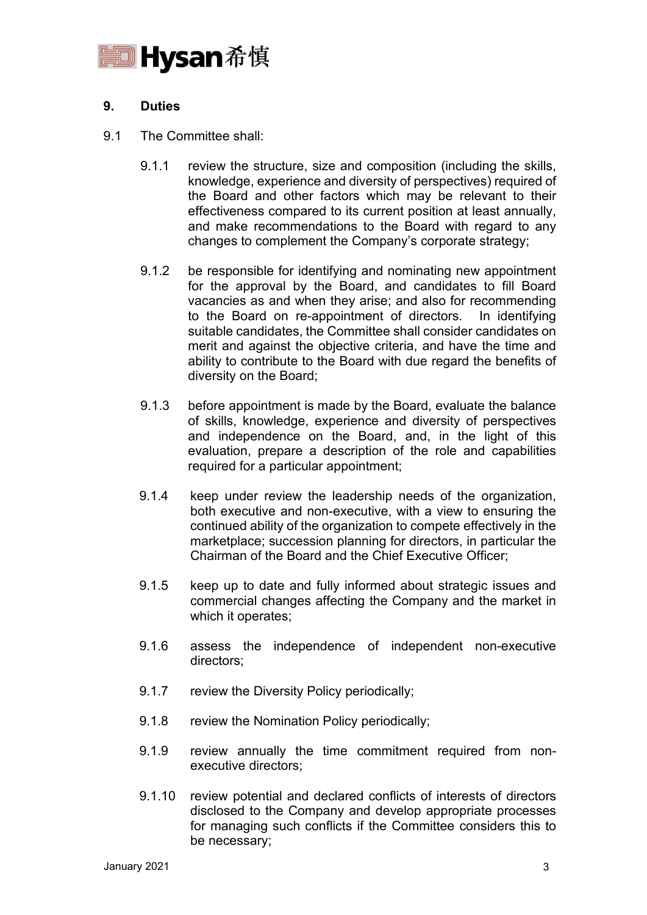## 9. Duties

9.1 The Committee shall:

9.1.1 review the structure, size and composition (including the skills, knowledge, experience and diversity of perspectives) required of the Board and other factors which may be relevant to their effectiveness compared to its current position at least annually, and make recommendations to the Board with regard to any changes to complement the Company's corporate strategy;

9.1.2 be responsible for identifying and nominating new appointment for the approval by the Board, and candidates to fill Board vacancies as and when they arise; and also for recommending to the Board on re-appointment of directors. In identifying suitable candidates, the Committee shall consider candidates on merit and against the objective criteria, and have the time and ability to contribute to the Board with due regard the benefits of diversity on the Board;

9.1.3 before appointment is made by the Board, evaluate the balance of skills, knowledge, experience and diversity of perspectives and independence on the Board, and, in the light of this evaluation, prepare a description of the role and capabilities required for a particular appointment;

9.1.4 keep under review the leadership needs of the organization, both executive and non-executive, with a view to ensuring the continued ability of the organization to compete effectively in the marketplace; succession planning for directors, in particular the Chairman of the Board and the Chief Executive Officer;

9.1.5 keep up to date and fully informed about strategic issues and commercial changes affecting the Company and the market in which it operates;

9.1.6 assess the independence of independent non-executive directors;

9.1.7 review the Diversity Policy periodically;

9.1.8 review the Nomination Policy periodically;

9.1.9 review annually the time commitment required from non-executive directors;

9.1.10 review potential and declared conflicts of interests of directors disclosed to the Company and develop appropriate processes for managing such conflicts if the Committee considers this to be necessary;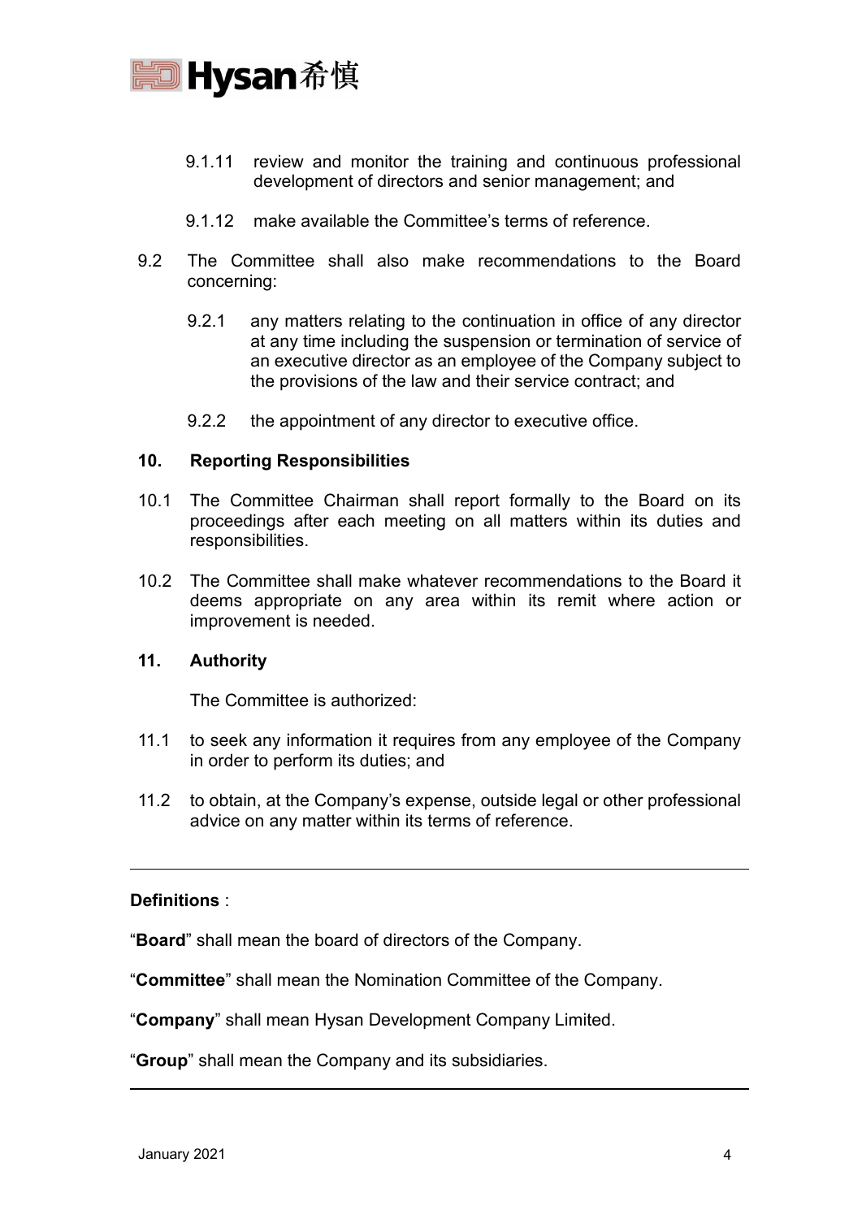9.1.11 review and monitor the training and continuous professional development of directors and senior management; and

9.1.12 make available the Committee's terms of reference.

9.2 The Committee shall also make recommendations to the Board concerning:

9.2.1 any matters relating to the continuation in office of any director at any time including the suspension or termination of service of an executive director as an employee of the Company subject to the provisions of the law and their service contract; and

9.2.2 the appointment of any director to executive office.

**10. Reporting Responsibilities**

10.1 The Committee Chairman shall report formally to the Board on its proceedings after each meeting on all matters within its duties and responsibilities.

10.2 The Committee shall make whatever recommendations to the Board it deems appropriate on any area within its remit where action or improvement is needed.

**11. Authority**

The Committee is authorized:

11.1 to seek any information it requires from any employee of the Company in order to perform its duties; and

11.2 to obtain, at the Company's expense, outside legal or other professional advice on any matter within its terms of reference.

---

**Definitions** :

"**Board**" shall mean the board of directors of the Company.

"**Committee**" shall mean the Nomination Committee of the Company.

"**Company**" shall mean Hysan Development Company Limited.

"**Group**" shall mean the Company and its subsidiaries.

---

January 2021